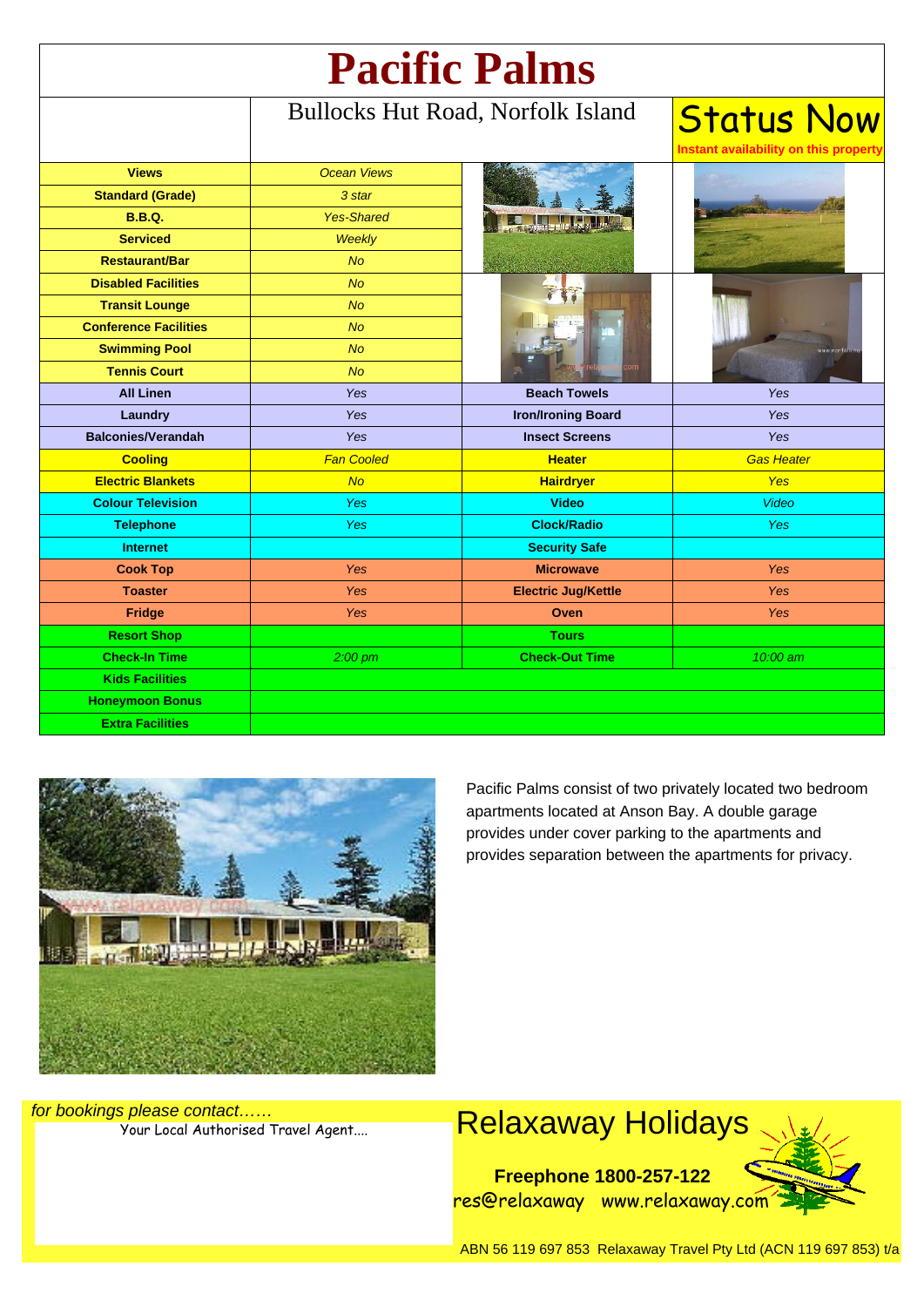# Pacific Palms

Bullocks Hut Road, Norfolk Island

**Status Now**

Instant availability on this property

| | | | |
|---|---|---|---|
| **Views** | *Ocean Views* | | |
| **Standard (Grade)** | *3 star* | | |
| **B.B.Q.** | *Yes-Shared* | | |
| **Serviced** | *Weekly* | | |
| **Restaurant/Bar** | *No* | | |
| **Disabled Facilities** | *No* | | |
| **Transit Lounge** | *No* | | |
| **Conference Facilities** | *No* | | |
| **Swimming Pool** | *No* | | |
| **Tennis Court** | *No* | | |
| **All Linen** | *Yes* | **Beach Towels** | *Yes* |
| **Laundry** | *Yes* | **Iron/Ironing Board** | *Yes* |
| **Balconies/Verandah** | *Yes* | **Insect Screens** | *Yes* |
| **Cooling** | *Fan Cooled* | **Heater** | *Gas Heater* |
| **Electric Blankets** | *No* | **Hairdryer** | *Yes* |
| **Colour Television** | *Yes* | **Video** | *Video* |
| **Telephone** | *Yes* | **Clock/Radio** | *Yes* |
| **Internet** | | **Security Safe** | |
| **Cook Top** | *Yes* | **Microwave** | *Yes* |
| **Toaster** | *Yes* | **Electric Jug/Kettle** | *Yes* |
| **Fridge** | *Yes* | **Oven** | *Yes* |
| **Resort Shop** | | **Tours** | |
| **Check-In Time** | *2:00 pm* | **Check-Out Time** | *10:00 am* |
| **Kids Facilities** | | | |
| **Honeymoon Bonus** | | | |
| **Extra Facilities** | | | |

Pacific Palms consist of two privately located two bedroom apartments located at Anson Bay. A double garage provides under cover parking to the apartments and provides separation between the apartments for privacy.

*for bookings please contact……*

Your Local Authorised Travel Agent....

## Relaxaway Holidays

**Freephone 1800-257-122**

res@relaxaway www.relaxaway.com

ABN 56 119 697 853 Relaxaway Travel Pty Ltd (ACN 119 697 853) t/a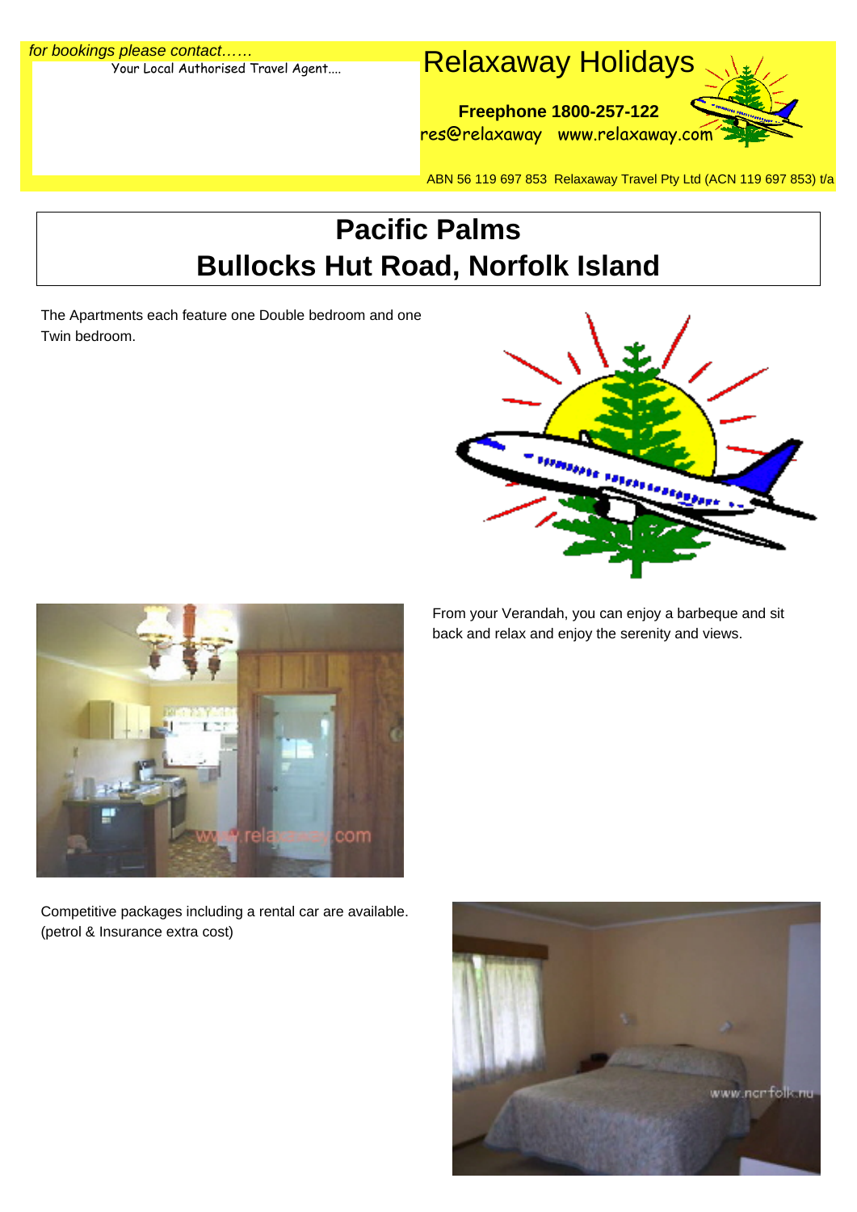*for bookings please contact……*

Your Local Authorised Travel Agent….

Relaxaway Holidays

**Freephone 1800-257-122**

res@relaxaway www.relaxaway.com

ABN 56 119 697 853 Relaxaway Travel Pty Ltd (ACN 119 697 853) t/a

# Pacific Palms
# Bullocks Hut Road, Norfolk Island

The Apartments each feature one Double bedroom and one Twin bedroom.

From your Verandah, you can enjoy a barbeque and sit back and relax and enjoy the serenity and views.

Competitive packages including a rental car are available. (petrol & Insurance extra cost)